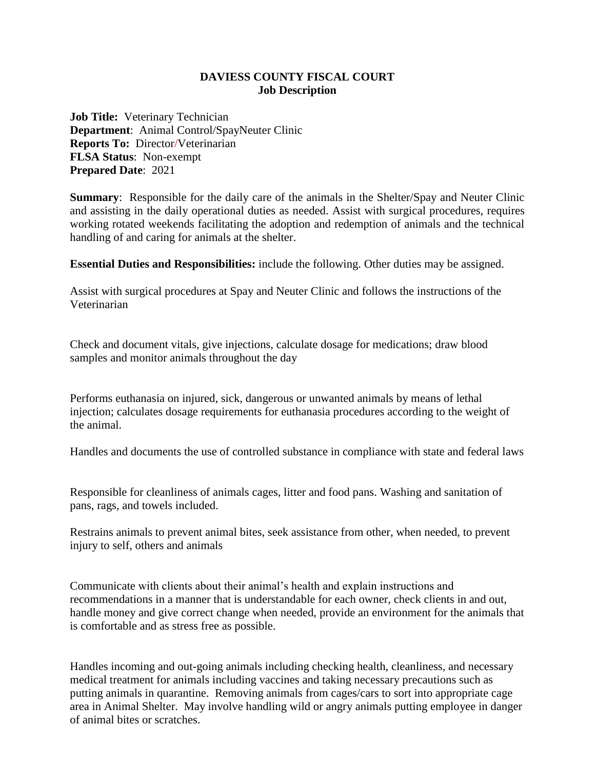**DAVIESS COUNTY FISCAL COURT**
**Job Description**

**Job Title:** Veterinary Technician
**Department**: Animal Control/SpayNeuter Clinic
**Reports To:** Director/Veterinarian
**FLSA Status**: Non-exempt
**Prepared Date**: 2021

**Summary**: Responsible for the daily care of the animals in the Shelter/Spay and Neuter Clinic and assisting in the daily operational duties as needed. Assist with surgical procedures, requires working rotated weekends facilitating the adoption and redemption of animals and the technical handling of and caring for animals at the shelter.

**Essential Duties and Responsibilities:** include the following. Other duties may be assigned.

Assist with surgical procedures at Spay and Neuter Clinic and follows the instructions of the Veterinarian

Check and document vitals, give injections, calculate dosage for medications; draw blood samples and monitor animals throughout the day

Performs euthanasia on injured, sick, dangerous or unwanted animals by means of lethal injection; calculates dosage requirements for euthanasia procedures according to the weight of the animal.

Handles and documents the use of controlled substance in compliance with state and federal laws

Responsible for cleanliness of animals cages, litter and food pans. Washing and sanitation of pans, rags, and towels included.

Restrains animals to prevent animal bites, seek assistance from other, when needed, to prevent injury to self, others and animals

Communicate with clients about their animal's health and explain instructions and recommendations in a manner that is understandable for each owner, check clients in and out, handle money and give correct change when needed, provide an environment for the animals that is comfortable and as stress free as possible.

Handles incoming and out-going animals including checking health, cleanliness, and necessary medical treatment for animals including vaccines and taking necessary precautions such as putting animals in quarantine. Removing animals from cages/cars to sort into appropriate cage area in Animal Shelter. May involve handling wild or angry animals putting employee in danger of animal bites or scratches.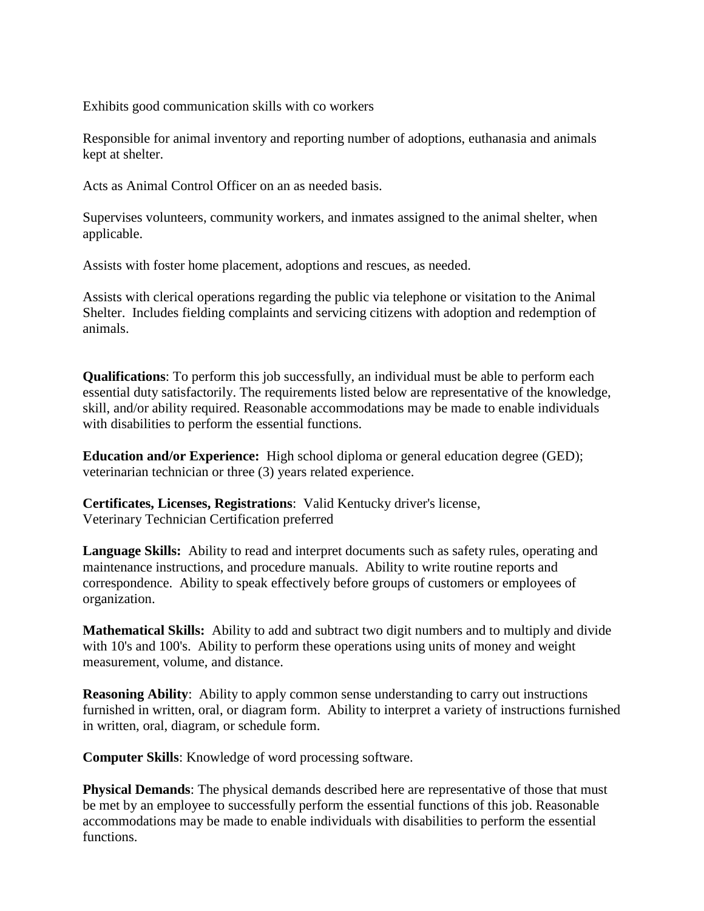Exhibits good communication skills with co workers

Responsible for animal inventory and reporting number of adoptions, euthanasia and animals kept at shelter.

Acts as Animal Control Officer on an as needed basis.

Supervises volunteers, community workers, and inmates assigned to the animal shelter, when applicable.

Assists with foster home placement, adoptions and rescues, as needed.

Assists with clerical operations regarding the public via telephone or visitation to the Animal Shelter. Includes fielding complaints and servicing citizens with adoption and redemption of animals.

**Qualifications**: To perform this job successfully, an individual must be able to perform each essential duty satisfactorily. The requirements listed below are representative of the knowledge, skill, and/or ability required. Reasonable accommodations may be made to enable individuals with disabilities to perform the essential functions.

**Education and/or Experience:** High school diploma or general education degree (GED); veterinarian technician or three (3) years related experience.

**Certificates, Licenses, Registrations**: Valid Kentucky driver's license,
Veterinary Technician Certification preferred

**Language Skills:** Ability to read and interpret documents such as safety rules, operating and maintenance instructions, and procedure manuals. Ability to write routine reports and correspondence. Ability to speak effectively before groups of customers or employees of organization.

**Mathematical Skills:** Ability to add and subtract two digit numbers and to multiply and divide with 10's and 100's. Ability to perform these operations using units of money and weight measurement, volume, and distance.

**Reasoning Ability**: Ability to apply common sense understanding to carry out instructions furnished in written, oral, or diagram form. Ability to interpret a variety of instructions furnished in written, oral, diagram, or schedule form.

**Computer Skills**: Knowledge of word processing software.

**Physical Demands**: The physical demands described here are representative of those that must be met by an employee to successfully perform the essential functions of this job. Reasonable accommodations may be made to enable individuals with disabilities to perform the essential functions.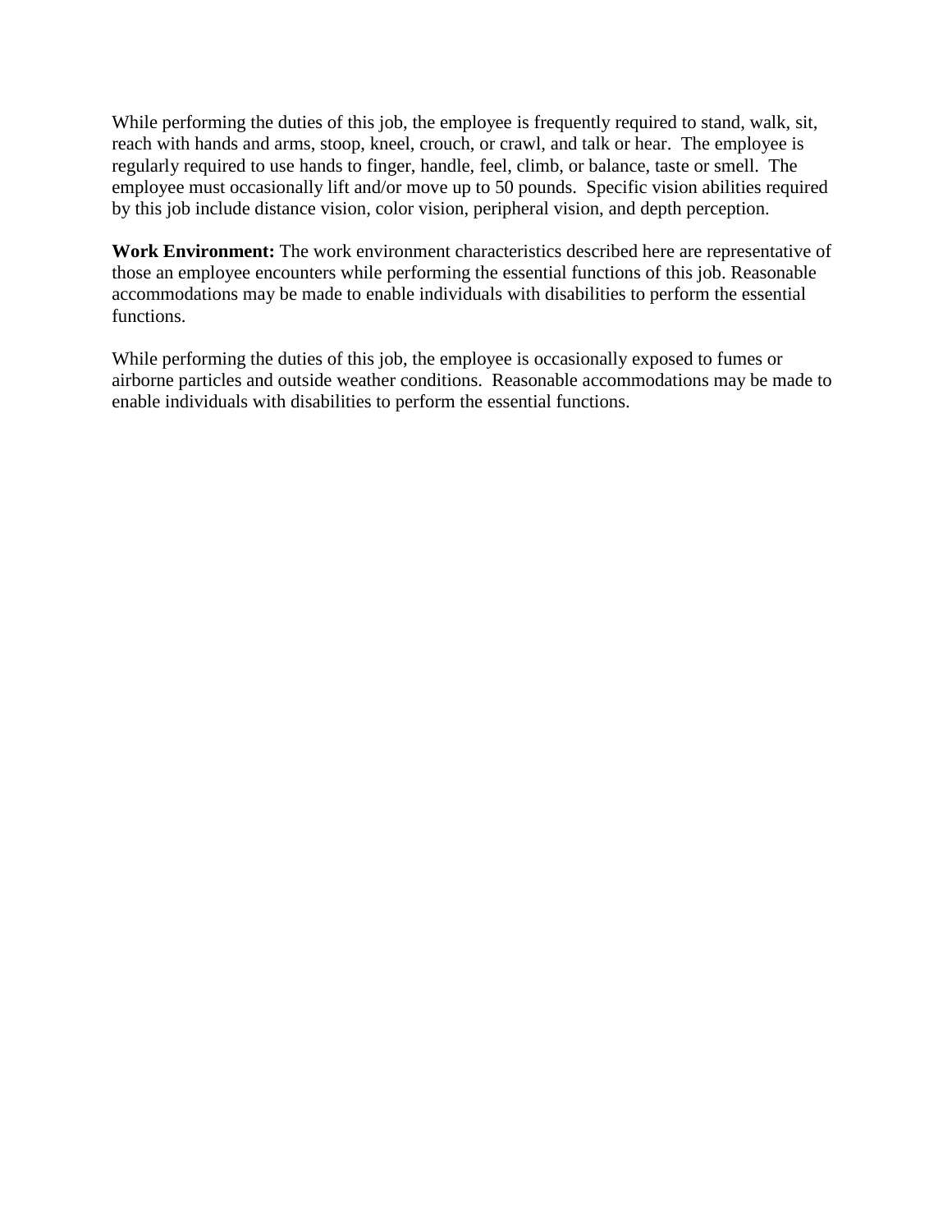While performing the duties of this job, the employee is frequently required to stand, walk, sit, reach with hands and arms, stoop, kneel, crouch, or crawl, and talk or hear. The employee is regularly required to use hands to finger, handle, feel, climb, or balance, taste or smell. The employee must occasionally lift and/or move up to 50 pounds. Specific vision abilities required by this job include distance vision, color vision, peripheral vision, and depth perception.

**Work Environment:** The work environment characteristics described here are representative of those an employee encounters while performing the essential functions of this job. Reasonable accommodations may be made to enable individuals with disabilities to perform the essential functions.

While performing the duties of this job, the employee is occasionally exposed to fumes or airborne particles and outside weather conditions. Reasonable accommodations may be made to enable individuals with disabilities to perform the essential functions.